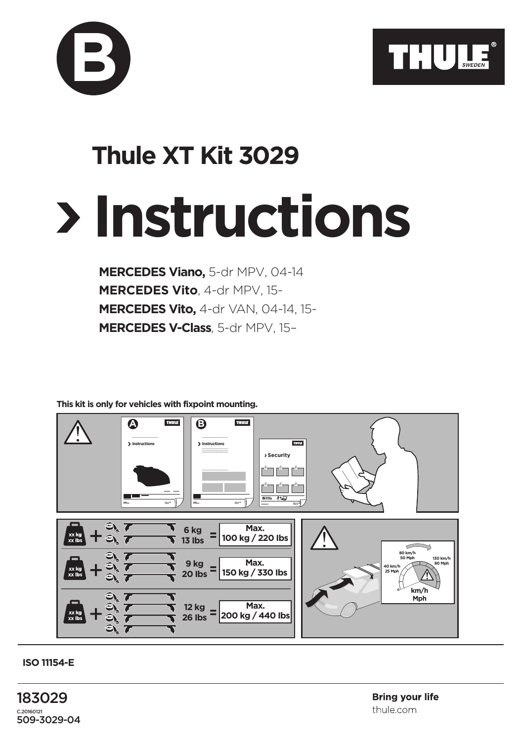B

THULE SWEDEN

# Thule XT Kit 3029

# › Instructions

**MERCEDES Viano,** 5-dr MPV, 04-14
**MERCEDES Vito**, 4-dr MPV, 15-
**MERCEDES Vito,** 4-dr VAN, 04-14, 15-
**MERCEDES V-Class**, 5-dr MPV, 15–

**This kit is only for vehicles with fixpoint mounting.**

| | | | |
|---|---|---|---|
| xx kg / xx lbs + | 6 kg / 13 lbs | = | Max. 100 kg / 220 lbs |
| xx kg / xx lbs + | 9 kg / 20 lbs | = | Max. 150 kg / 330 lbs |
| xx kg / xx lbs + | 12 kg / 26 lbs | = | Max. 200 kg / 440 lbs |

40 km/h 25 Mph
80 km/h 50 Mph
130 km/h 80 Mph
0
km/h Mph

**ISO 11154-E**

183029
C.20160121
509-3029-04

**Bring your life**
thule.com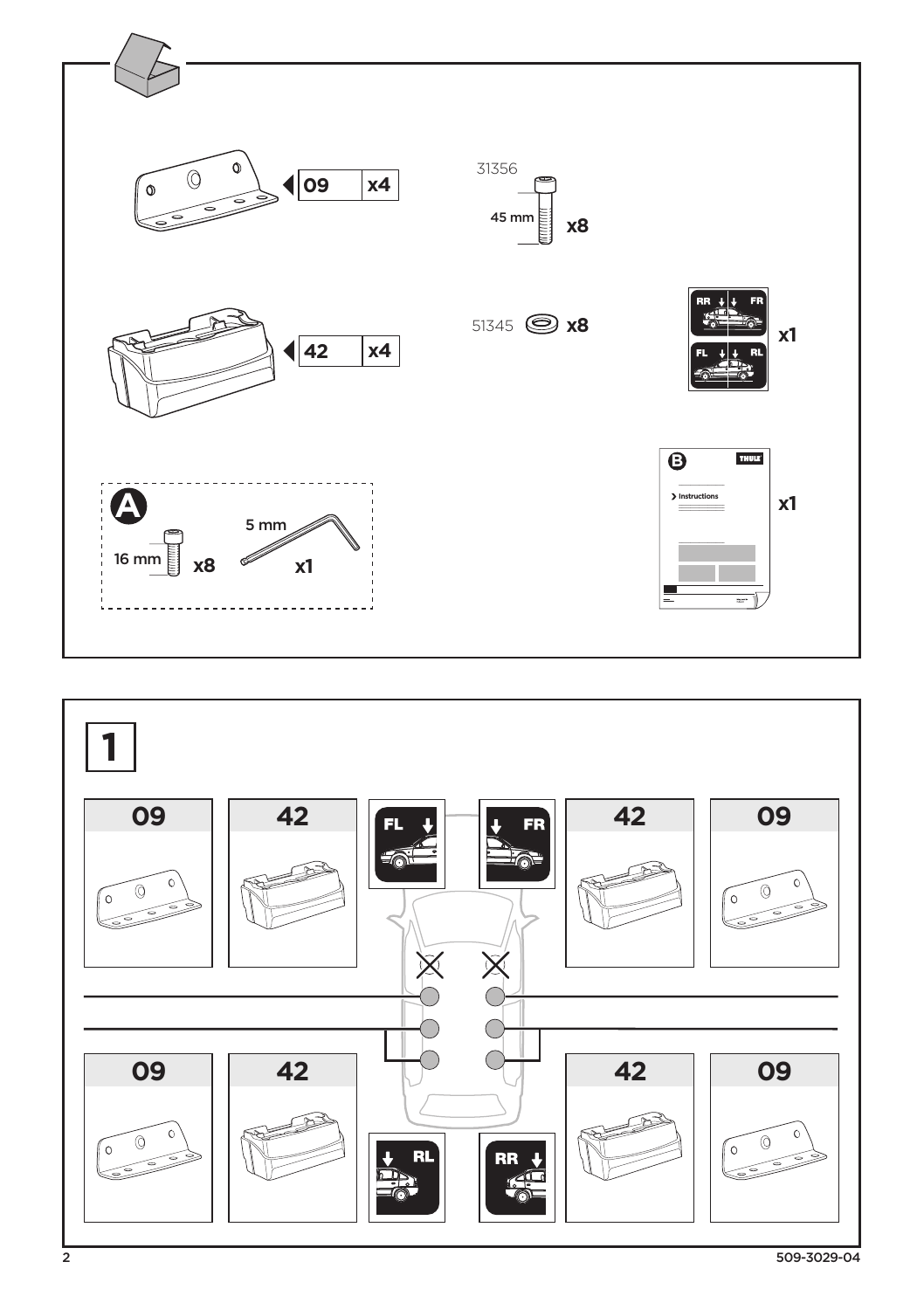09 x4

42 x4

31356

45 mm x8

51345 x8

RR FR
FL RL

x1

**A**

16 mm x8

5 mm x1

**B**

THULE

Instructions

x1

# 1

09 | 42 | FL | FR | 42 | 09

09 | 42 | RL | RR | 42 | 09

509-3029-04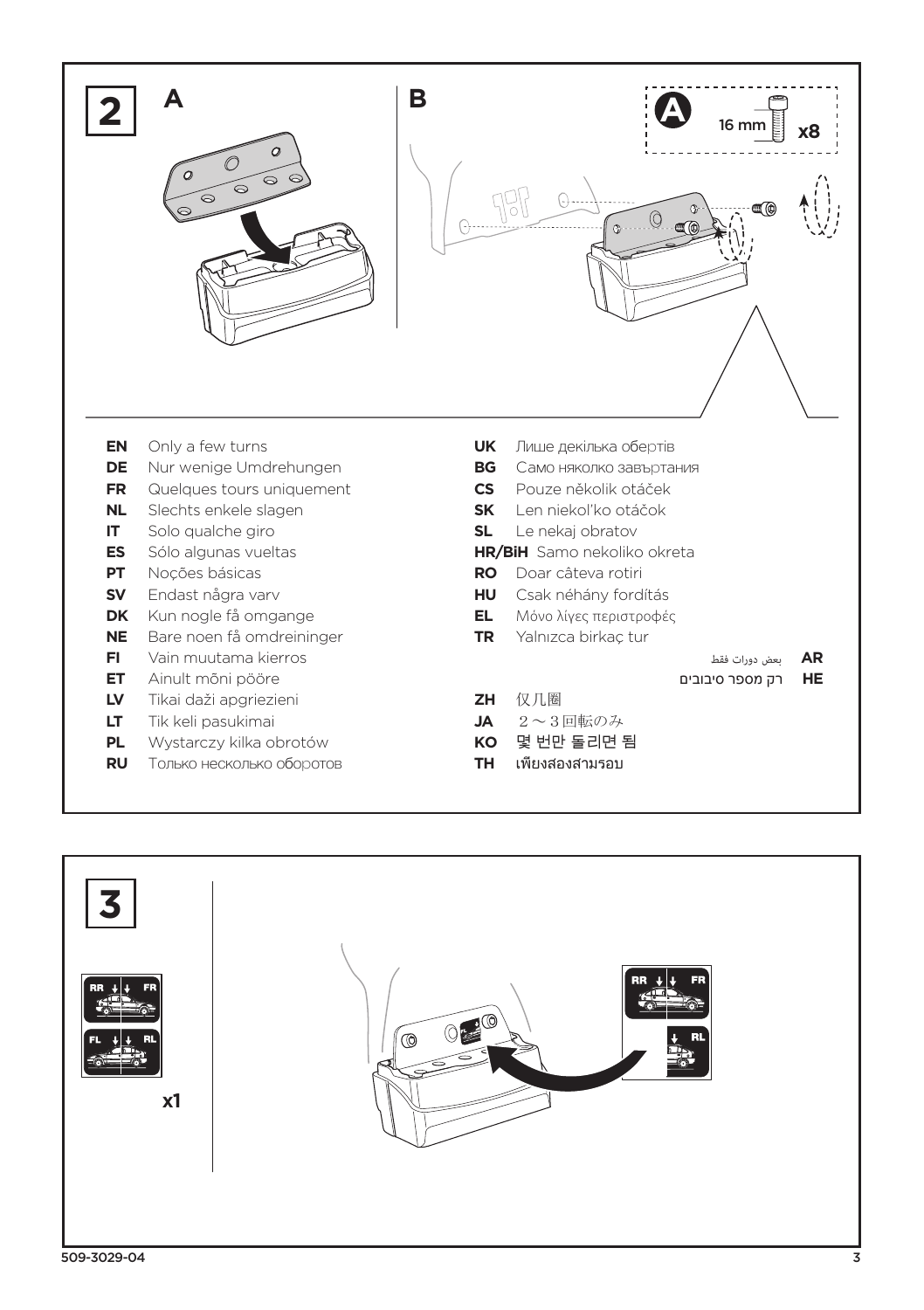## 2

**A**

**B**

**A** 16 mm **x8**

| | | | |
|---|---|---|---|
| **EN** | Only a few turns | **UK** | Лише декілька обертів |
| **DE** | Nur wenige Umdrehungen | **BG** | Само няколко завъртания |
| **FR** | Quelques tours uniquement | **CS** | Pouze několik otáček |
| **NL** | Slechts enkele slagen | **SK** | Len niekoľko otáčok |
| **IT** | Solo qualche giro | **SL** | Le nekaj obratov |
| **ES** | Sólo algunas vueltas | **HR/BiH** | Samo nekoliko okreta |
| **PT** | Noções básicas | **RO** | Doar câteva rotiri |
| **SV** | Endast några varv | **HU** | Csak néhány fordítás |
| **DK** | Kun nogle få omgange | **EL** | Μόνο λίγες περιστροφές |
| **NE** | Bare noen få omdreininger | **TR** | Yalnızca birkaç tur |
| **FI** | Vain muutama kierros | **AR** | بعض دورات فقط |
| **ET** | Ainult mõni pööre | **HE** | רק מספר סיבובים |
| **LV** | Tikai daži apgriezieni | **ZH** | 仅几圈 |
| **LT** | Tik keli pasukimai | **JA** | ２～３回転のみ |
| **PL** | Wystarczy kilka obrotów | **KO** | 몇 번만 돌리면 됨 |
| **RU** | Только несколько оборотов | **TH** | เพียงสองสามรอบ |

## 3

RR FR

FL RL

**x1**

RR FR

RL

509-3029-04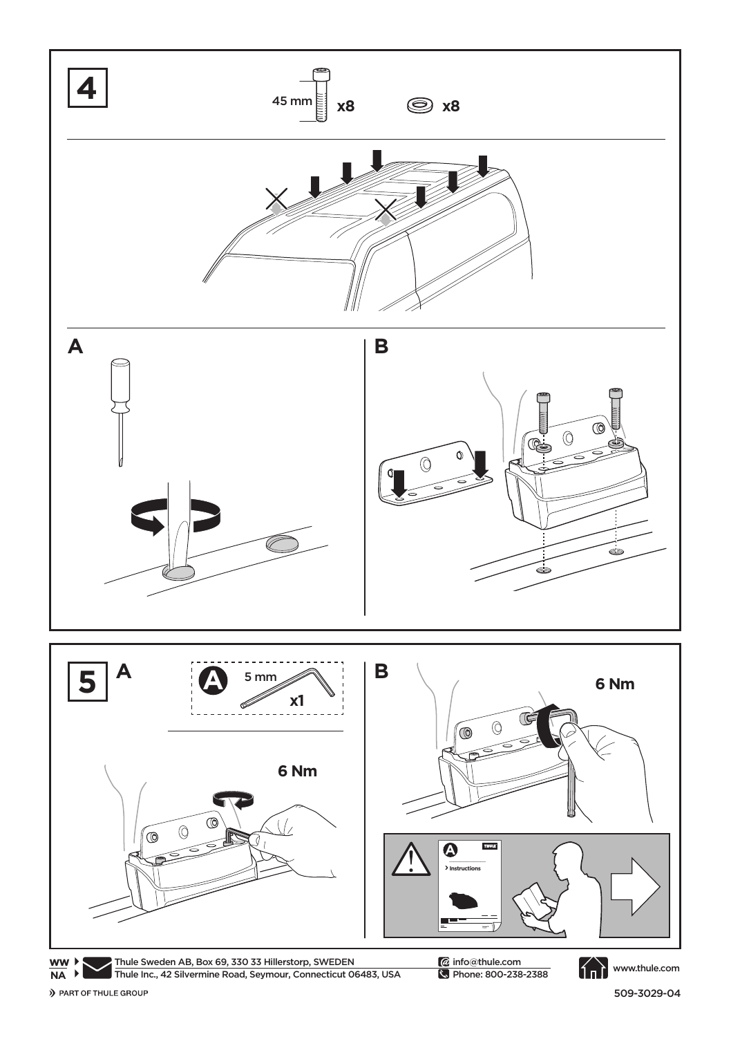# 4

45 mm x8

x8

A

B

# 5

A

A 5 mm x1

6 Nm

B

6 Nm

A

Instructions

WW Thule Sweden AB, Box 69, 330 33 Hillerstorp, SWEDEN

NA Thule Inc., 42 Silvermine Road, Seymour, Connecticut 06483, USA

info@thule.com

Phone: 800-238-2388

www.thule.com

PART OF THULE GROUP

509-3029-04